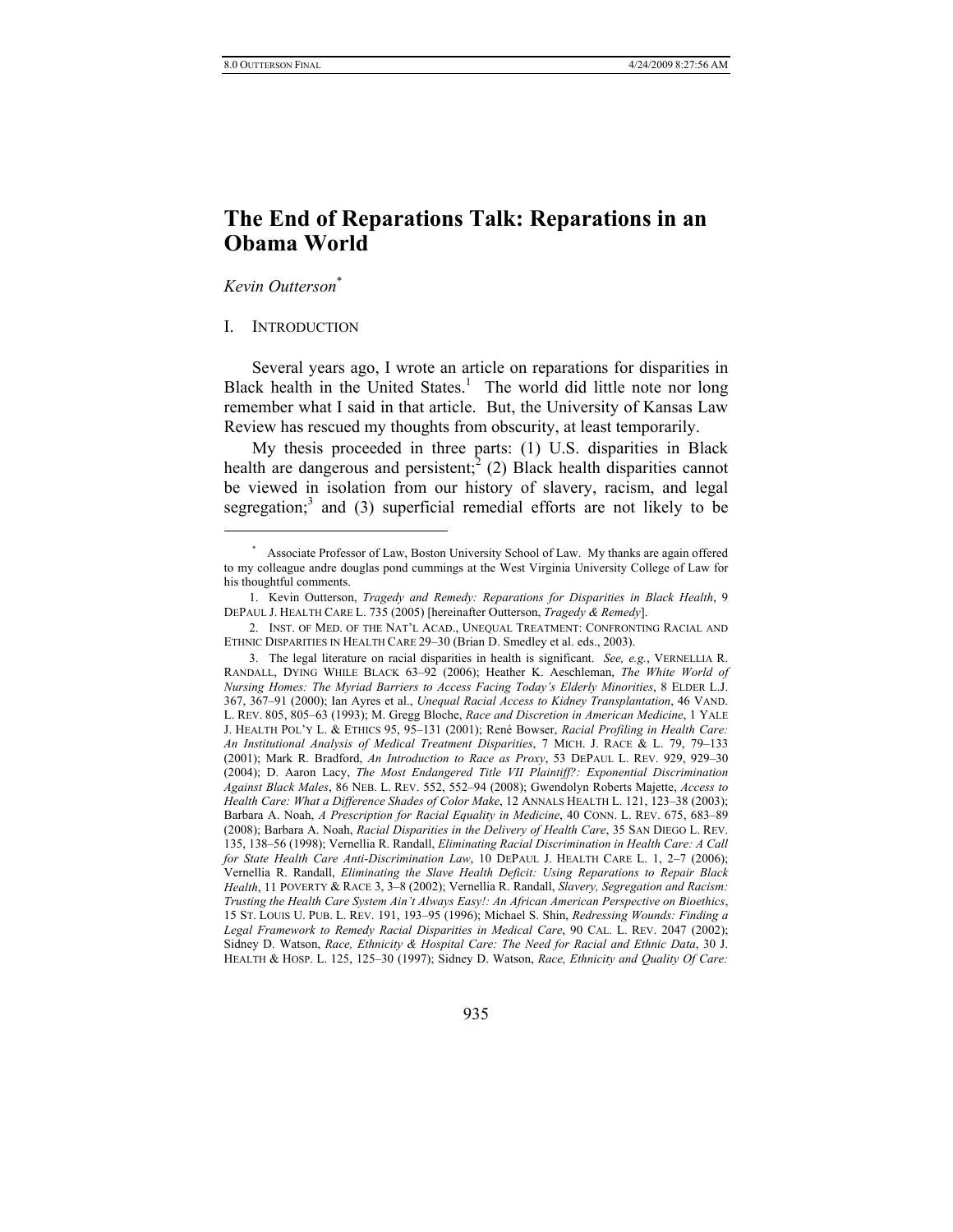# The End of Reparations Talk: Reparations in an Obama World

*Kevin Outterson*[*]

## I. INTRODUCTION

Several years ago, I wrote an article on reparations for disparities in Black health in the United States.[1] The world did little note nor long remember what I said in that article. But, the University of Kansas Law Review has rescued my thoughts from obscurity, at least temporarily.

My thesis proceeded in three parts: (1) U.S. disparities in Black health are dangerous and persistent;[2] (2) Black health disparities cannot be viewed in isolation from our history of slavery, racism, and legal segregation;[3] and (3) superficial remedial efforts are not likely to be

---

[*] Associate Professor of Law, Boston University School of Law. My thanks are again offered to my colleague andre douglas pond cummings at the West Virginia University College of Law for his thoughtful comments.

1. Kevin Outterson, *Tragedy and Remedy: Reparations for Disparities in Black Health*, 9 DEPAUL J. HEALTH CARE L. 735 (2005) [hereinafter Outterson, *Tragedy & Remedy*].

2. INST. OF MED. OF THE NAT'L ACAD., UNEQUAL TREATMENT: CONFRONTING RACIAL AND ETHNIC DISPARITIES IN HEALTH CARE 29–30 (Brian D. Smedley et al. eds., 2003).

3. The legal literature on racial disparities in health is significant. *See, e.g.*, VERNELLIA R. RANDALL, DYING WHILE BLACK 63–92 (2006); Heather K. Aeschleman, *The White World of Nursing Homes: The Myriad Barriers to Access Facing Today's Elderly Minorities*, 8 ELDER L.J. 367, 367–91 (2000); Ian Ayres et al., *Unequal Racial Access to Kidney Transplantation*, 46 VAND. L. REV. 805, 805–63 (1993); M. Gregg Bloche, *Race and Discretion in American Medicine*, 1 YALE J. HEALTH POL'Y L. & ETHICS 95, 95–131 (2001); René Bowser, *Racial Profiling in Health Care: An Institutional Analysis of Medical Treatment Disparities*, 7 MICH. J. RACE & L. 79, 79–133 (2001); Mark R. Bradford, *An Introduction to Race as Proxy*, 53 DEPAUL L. REV. 929, 929–30 (2004); D. Aaron Lacy, *The Most Endangered Title VII Plaintiff?: Exponential Discrimination Against Black Males*, 86 NEB. L. REV. 552, 552–94 (2008); Gwendolyn Roberts Majette, *Access to Health Care: What a Difference Shades of Color Make*, 12 ANNALS HEALTH L. 121, 123–38 (2003); Barbara A. Noah, *A Prescription for Racial Equality in Medicine*, 40 CONN. L. REV. 675, 683–89 (2008); Barbara A. Noah, *Racial Disparities in the Delivery of Health Care*, 35 SAN DIEGO L. REV. 135, 138–56 (1998); Vernellia R. Randall, *Eliminating Racial Discrimination in Health Care: A Call for State Health Care Anti-Discrimination Law*, 10 DEPAUL J. HEALTH CARE L. 1, 2–7 (2006); Vernellia R. Randall, *Eliminating the Slave Health Deficit: Using Reparations to Repair Black Health*, 11 POVERTY & RACE 3, 3–8 (2002); Vernellia R. Randall, *Slavery, Segregation and Racism: Trusting the Health Care System Ain't Always Easy!: An African American Perspective on Bioethics*, 15 ST. LOUIS U. PUB. L. REV. 191, 193–95 (1996); Michael S. Shin, *Redressing Wounds: Finding a Legal Framework to Remedy Racial Disparities in Medical Care*, 90 CAL. L. REV. 2047 (2002); Sidney D. Watson, *Race, Ethnicity & Hospital Care: The Need for Racial and Ethnic Data*, 30 J. HEALTH & HOSP. L. 125, 125–30 (1997); Sidney D. Watson, *Race, Ethnicity and Quality Of Care:*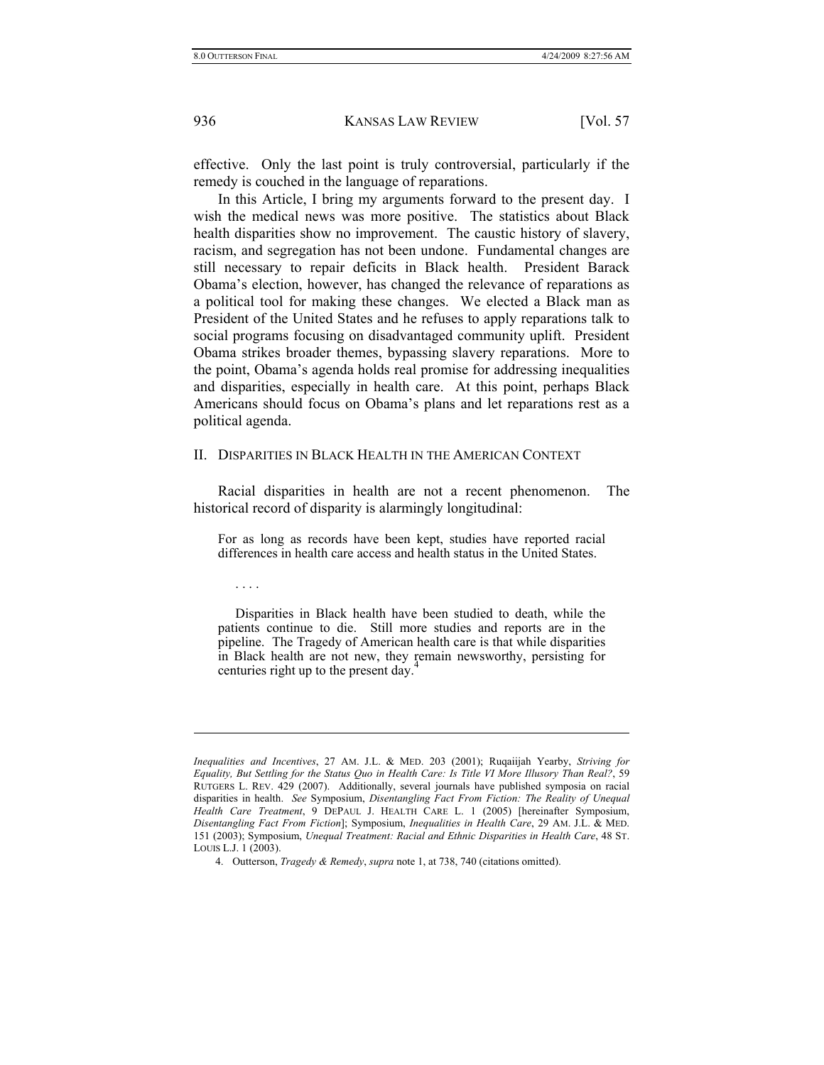effective. Only the last point is truly controversial, particularly if the remedy is couched in the language of reparations.

In this Article, I bring my arguments forward to the present day. I wish the medical news was more positive. The statistics about Black health disparities show no improvement. The caustic history of slavery, racism, and segregation has not been undone. Fundamental changes are still necessary to repair deficits in Black health. President Barack Obama's election, however, has changed the relevance of reparations as a political tool for making these changes. We elected a Black man as President of the United States and he refuses to apply reparations talk to social programs focusing on disadvantaged community uplift. President Obama strikes broader themes, bypassing slavery reparations. More to the point, Obama's agenda holds real promise for addressing inequalities and disparities, especially in health care. At this point, perhaps Black Americans should focus on Obama's plans and let reparations rest as a political agenda.

## II. DISPARITIES IN BLACK HEALTH IN THE AMERICAN CONTEXT

Racial disparities in health are not a recent phenomenon. The historical record of disparity is alarmingly longitudinal:

> For as long as records have been kept, studies have reported racial differences in health care access and health status in the United States.
>
> . . . .
>
> Disparities in Black health have been studied to death, while the patients continue to die. Still more studies and reports are in the pipeline. The Tragedy of American health care is that while disparities in Black health are not new, they remain newsworthy, persisting for centuries right up to the present day.[4]

---

*Inequalities and Incentives*, 27 AM. J.L. & MED. 203 (2001); Ruqaiijah Yearby, *Striving for Equality, But Settling for the Status Quo in Health Care: Is Title VI More Illusory Than Real?*, 59 RUTGERS L. REV. 429 (2007). Additionally, several journals have published symposia on racial disparities in health. *See* Symposium, *Disentangling Fact From Fiction: The Reality of Unequal Health Care Treatment*, 9 DEPAUL J. HEALTH CARE L. 1 (2005) [hereinafter Symposium, *Disentangling Fact From Fiction*]; Symposium, *Inequalities in Health Care*, 29 AM. J.L. & MED. 151 (2003); Symposium, *Unequal Treatment: Racial and Ethnic Disparities in Health Care*, 48 ST. LOUIS L.J. 1 (2003).

4. Outterson, *Tragedy & Remedy*, *supra* note 1, at 738, 740 (citations omitted).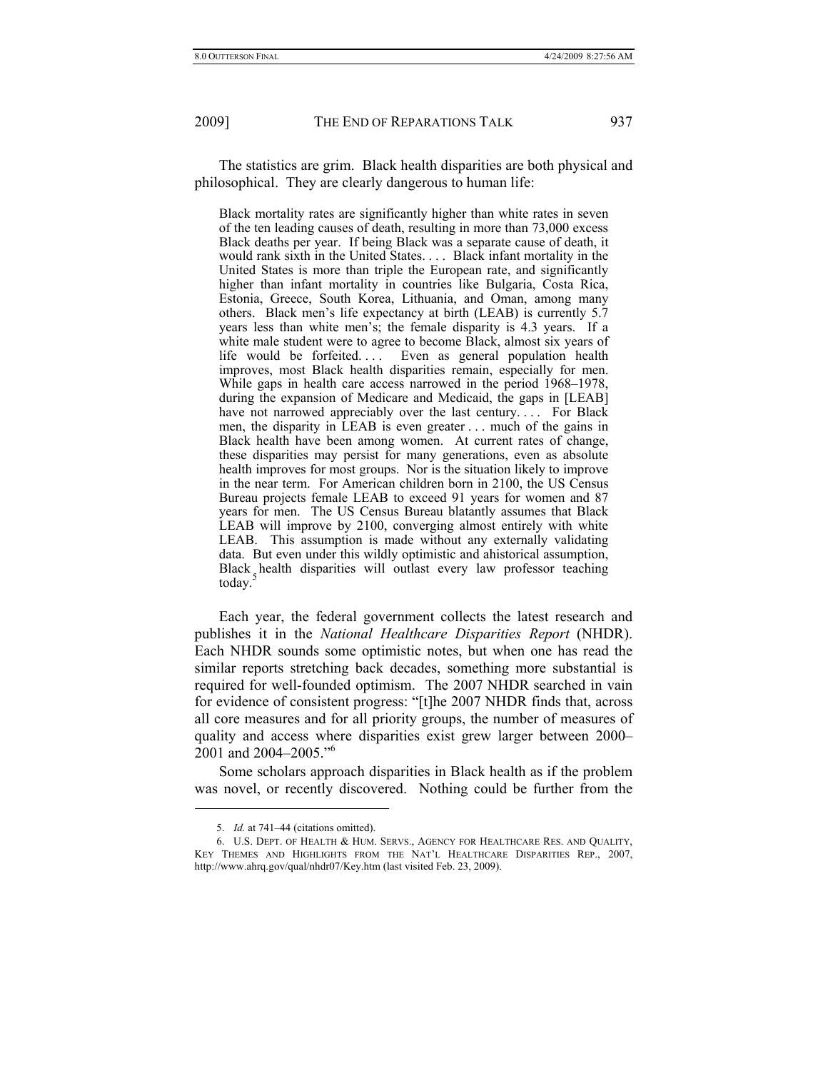The statistics are grim. Black health disparities are both physical and philosophical. They are clearly dangerous to human life:

> Black mortality rates are significantly higher than white rates in seven of the ten leading causes of death, resulting in more than 73,000 excess Black deaths per year. If being Black was a separate cause of death, it would rank sixth in the United States. . . . Black infant mortality in the United States is more than triple the European rate, and significantly higher than infant mortality in countries like Bulgaria, Costa Rica, Estonia, Greece, South Korea, Lithuania, and Oman, among many others. Black men's life expectancy at birth (LEAB) is currently 5.7 years less than white men's; the female disparity is 4.3 years. If a white male student were to agree to become Black, almost six years of life would be forfeited. . . . Even as general population health improves, most Black health disparities remain, especially for men. While gaps in health care access narrowed in the period 1968–1978, during the expansion of Medicare and Medicaid, the gaps in [LEAB] have not narrowed appreciably over the last century. . . . For Black men, the disparity in LEAB is even greater . . . much of the gains in Black health have been among women. At current rates of change, these disparities may persist for many generations, even as absolute health improves for most groups. Nor is the situation likely to improve in the near term. For American children born in 2100, the US Census Bureau projects female LEAB to exceed 91 years for women and 87 years for men. The US Census Bureau blatantly assumes that Black LEAB will improve by 2100, converging almost entirely with white LEAB. This assumption is made without any externally validating data. But even under this wildly optimistic and ahistorical assumption, Black health disparities will outlast every law professor teaching today.[5]

Each year, the federal government collects the latest research and publishes it in the *National Healthcare Disparities Report* (NHDR). Each NHDR sounds some optimistic notes, but when one has read the similar reports stretching back decades, something more substantial is required for well-founded optimism. The 2007 NHDR searched in vain for evidence of consistent progress: "[t]he 2007 NHDR finds that, across all core measures and for all priority groups, the number of measures of quality and access where disparities exist grew larger between 2000–2001 and 2004–2005."[6]

Some scholars approach disparities in Black health as if the problem was novel, or recently discovered. Nothing could be further from the

---

5. *Id.* at 741–44 (citations omitted).

6. U.S. DEPT. OF HEALTH & HUM. SERVS., AGENCY FOR HEALTHCARE RES. AND QUALITY, KEY THEMES AND HIGHLIGHTS FROM THE NAT'L HEALTHCARE DISPARITIES REP., 2007, http://www.ahrq.gov/qual/nhdr07/Key.htm (last visited Feb. 23, 2009).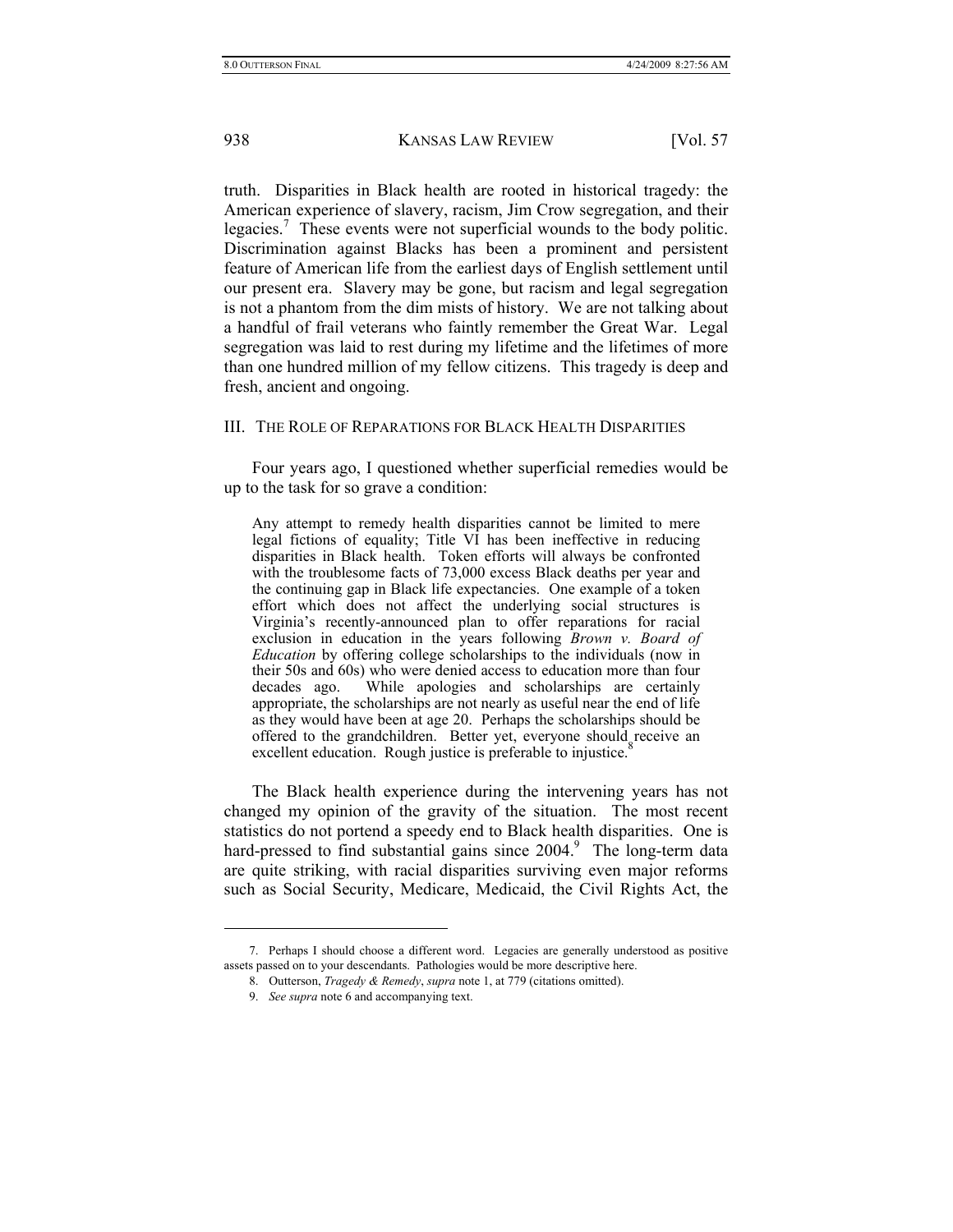truth. Disparities in Black health are rooted in historical tragedy: the American experience of slavery, racism, Jim Crow segregation, and their legacies.[7] These events were not superficial wounds to the body politic. Discrimination against Blacks has been a prominent and persistent feature of American life from the earliest days of English settlement until our present era. Slavery may be gone, but racism and legal segregation is not a phantom from the dim mists of history. We are not talking about a handful of frail veterans who faintly remember the Great War. Legal segregation was laid to rest during my lifetime and the lifetimes of more than one hundred million of my fellow citizens. This tragedy is deep and fresh, ancient and ongoing.

## III. The Role of Reparations for Black Health Disparities

Four years ago, I questioned whether superficial remedies would be up to the task for so grave a condition:

> Any attempt to remedy health disparities cannot be limited to mere legal fictions of equality; Title VI has been ineffective in reducing disparities in Black health. Token efforts will always be confronted with the troublesome facts of 73,000 excess Black deaths per year and the continuing gap in Black life expectancies. One example of a token effort which does not affect the underlying social structures is Virginia's recently-announced plan to offer reparations for racial exclusion in education in the years following *Brown v. Board of Education* by offering college scholarships to the individuals (now in their 50s and 60s) who were denied access to education more than four decades ago. While apologies and scholarships are certainly appropriate, the scholarships are not nearly as useful near the end of life as they would have been at age 20. Perhaps the scholarships should be offered to the grandchildren. Better yet, everyone should receive an excellent education. Rough justice is preferable to injustice.[8]

The Black health experience during the intervening years has not changed my opinion of the gravity of the situation. The most recent statistics do not portend a speedy end to Black health disparities. One is hard-pressed to find substantial gains since 2004.[9] The long-term data are quite striking, with racial disparities surviving even major reforms such as Social Security, Medicare, Medicaid, the Civil Rights Act, the

---

7. Perhaps I should choose a different word. Legacies are generally understood as positive assets passed on to your descendants. Pathologies would be more descriptive here.

8. Outterson, *Tragedy & Remedy*, *supra* note 1, at 779 (citations omitted).

9. *See supra* note 6 and accompanying text.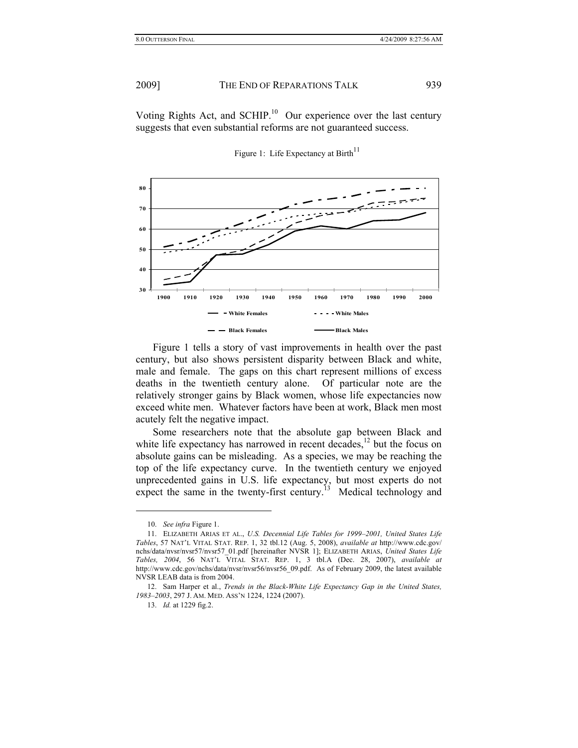Voting Rights Act, and SCHIP.[10] Our experience over the last century suggests that even substantial reforms are not guaranteed success.

Figure 1: Life Expectancy at Birth[11]

Figure 1 tells a story of vast improvements in health over the past century, but also shows persistent disparity between Black and white, male and female. The gaps on this chart represent millions of excess deaths in the twentieth century alone. Of particular note are the relatively stronger gains by Black women, whose life expectancies now exceed white men. Whatever factors have been at work, Black men most acutely felt the negative impact.

Some researchers note that the absolute gap between Black and white life expectancy has narrowed in recent decades,[12] but the focus on absolute gains can be misleading. As a species, we may be reaching the top of the life expectancy curve. In the twentieth century we enjoyed unprecedented gains in U.S. life expectancy, but most experts do not expect the same in the twenty-first century.[13] Medical technology and

---

10. *See infra* Figure 1.

11. ELIZABETH ARIAS ET AL., *U.S. Decennial Life Tables for 1999–2001, United States Life Tables*, 57 NAT'L VITAL STAT. REP. 1, 32 tbl.12 (Aug. 5, 2008), *available at* http://www.cdc.gov/nchs/data/nvsr/nvsr57/nvsr57_01.pdf [hereinafter NVSR 1]; ELIZABETH ARIAS, *United States Life Tables, 2004*, 56 NAT'L VITAL STAT. REP. 1, 3 tbl.A (Dec. 28, 2007), *available at* http://www.cdc.gov/nchs/data/nvsr/nvsr56/nvsr56_09.pdf. As of February 2009, the latest available NVSR LEAB data is from 2004.

12. Sam Harper et al., *Trends in the Black-White Life Expectancy Gap in the United States, 1983–2003*, 297 J. AM. MED. ASS'N 1224, 1224 (2007).

13. *Id.* at 1229 fig.2.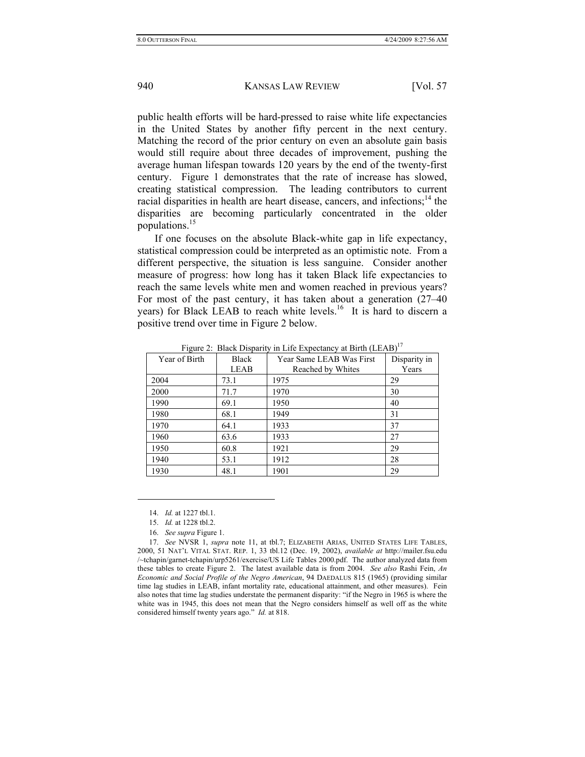public health efforts will be hard-pressed to raise white life expectancies in the United States by another fifty percent in the next century. Matching the record of the prior century on even an absolute gain basis would still require about three decades of improvement, pushing the average human lifespan towards 120 years by the end of the twenty-first century. Figure 1 demonstrates that the rate of increase has slowed, creating statistical compression. The leading contributors to current racial disparities in health are heart disease, cancers, and infections;[14] the disparities are becoming particularly concentrated in the older populations.[15]

If one focuses on the absolute Black-white gap in life expectancy, statistical compression could be interpreted as an optimistic note. From a different perspective, the situation is less sanguine. Consider another measure of progress: how long has it taken Black life expectancies to reach the same levels white men and women reached in previous years? For most of the past century, it has taken about a generation (27–40 years) for Black LEAB to reach white levels.[16] It is hard to discern a positive trend over time in Figure 2 below.

Figure 2: Black Disparity in Life Expectancy at Birth (LEAB)[17]

| Year of Birth | Black LEAB | Year Same LEAB Was First Reached by Whites | Disparity in Years |
|---|---|---|---|
| 2004 | 73.1 | 1975 | 29 |
| 2000 | 71.7 | 1970 | 30 |
| 1990 | 69.1 | 1950 | 40 |
| 1980 | 68.1 | 1949 | 31 |
| 1970 | 64.1 | 1933 | 37 |
| 1960 | 63.6 | 1933 | 27 |
| 1950 | 60.8 | 1921 | 29 |
| 1940 | 53.1 | 1912 | 28 |
| 1930 | 48.1 | 1901 | 29 |

---

14. *Id.* at 1227 tbl.1.

15. *Id.* at 1228 tbl.2.

16. *See supra* Figure 1.

17. *See* NVSR 1, *supra* note 11, at tbl.7; ELIZABETH ARIAS, UNITED STATES LIFE TABLES, 2000, 51 NAT'L VITAL STAT. REP. 1, 33 tbl.12 (Dec. 19, 2002), *available at* http://mailer.fsu.edu/~tchapin/garnet-tchapin/urp5261/exercise/US Life Tables 2000.pdf. The author analyzed data from these tables to create Figure 2. The latest available data is from 2004. *See also* Rashi Fein, *An Economic and Social Profile of the Negro American*, 94 DAEDALUS 815 (1965) (providing similar time lag studies in LEAB, infant mortality rate, educational attainment, and other measures). Fein also notes that time lag studies understate the permanent disparity: "if the Negro in 1965 is where the white was in 1945, this does not mean that the Negro considers himself as well off as the white considered himself twenty years ago." *Id.* at 818.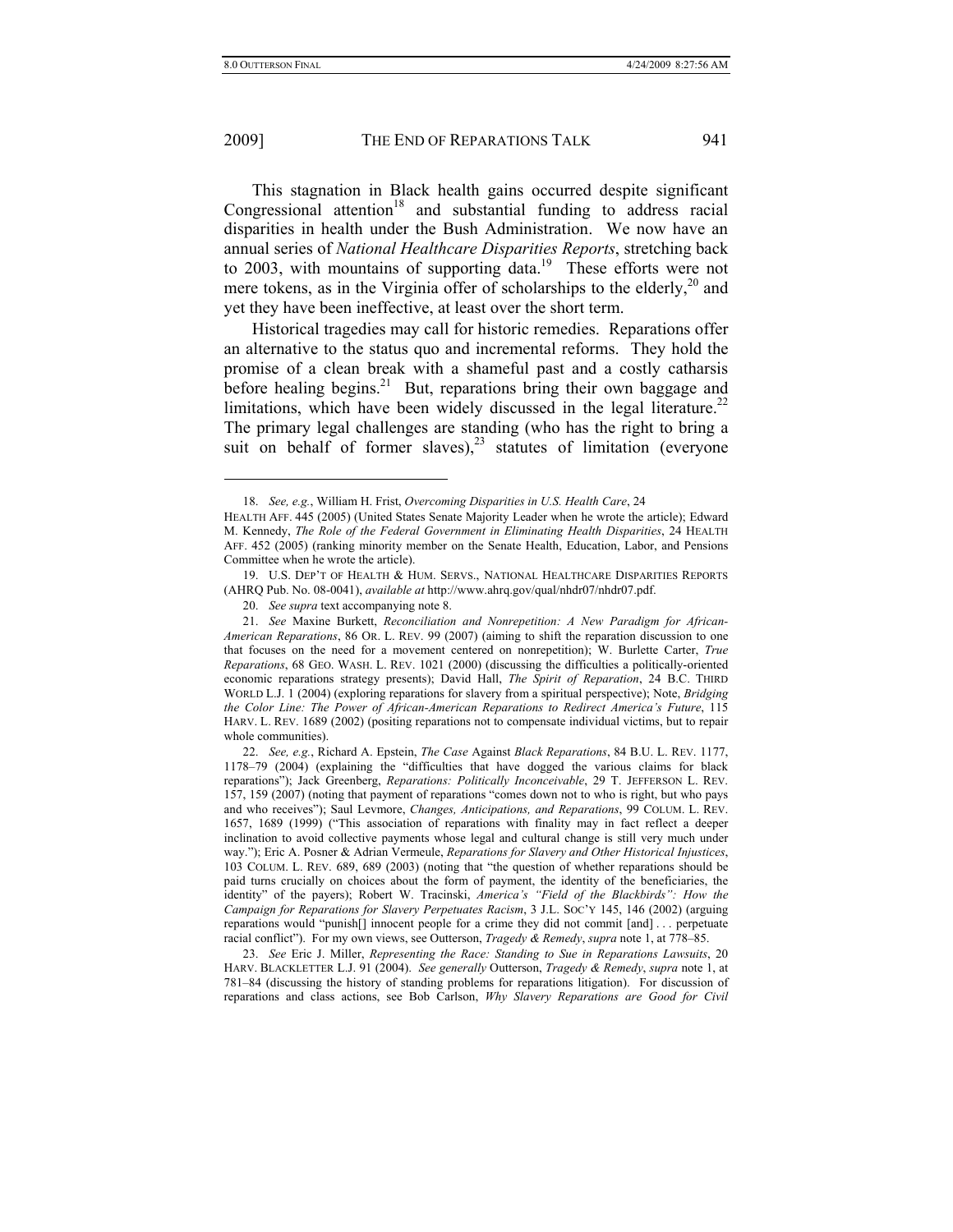This stagnation in Black health gains occurred despite significant Congressional attention[18] and substantial funding to address racial disparities in health under the Bush Administration. We now have an annual series of *National Healthcare Disparities Reports*, stretching back to 2003, with mountains of supporting data.[19] These efforts were not mere tokens, as in the Virginia offer of scholarships to the elderly,[20] and yet they have been ineffective, at least over the short term.

Historical tragedies may call for historic remedies. Reparations offer an alternative to the status quo and incremental reforms. They hold the promise of a clean break with a shameful past and a costly catharsis before healing begins.[21] But, reparations bring their own baggage and limitations, which have been widely discussed in the legal literature.[22] The primary legal challenges are standing (who has the right to bring a suit on behalf of former slaves),[23] statutes of limitation (everyone

---

18. *See, e.g.*, William H. Frist, *Overcoming Disparities in U.S. Health Care*, 24 HEALTH AFF. 445 (2005) (United States Senate Majority Leader when he wrote the article); Edward M. Kennedy, *The Role of the Federal Government in Eliminating Health Disparities*, 24 HEALTH AFF. 452 (2005) (ranking minority member on the Senate Health, Education, Labor, and Pensions Committee when he wrote the article).

19. U.S. DEP'T OF HEALTH & HUM. SERVS., NATIONAL HEALTHCARE DISPARITIES REPORTS (AHRQ Pub. No. 08-0041), *available at* http://www.ahrq.gov/qual/nhdr07/nhdr07.pdf.

20. *See supra* text accompanying note 8.

21. *See* Maxine Burkett, *Reconciliation and Nonrepetition: A New Paradigm for African-American Reparations*, 86 OR. L. REV. 99 (2007) (aiming to shift the reparation discussion to one that focuses on the need for a movement centered on nonrepetition); W. Burlette Carter, *True Reparations*, 68 GEO. WASH. L. REV. 1021 (2000) (discussing the difficulties a politically-oriented economic reparations strategy presents); David Hall, *The Spirit of Reparation*, 24 B.C. THIRD WORLD L.J. 1 (2004) (exploring reparations for slavery from a spiritual perspective); Note, *Bridging the Color Line: The Power of African-American Reparations to Redirect America's Future*, 115 HARV. L. REV. 1689 (2002) (positing reparations not to compensate individual victims, but to repair whole communities).

22. *See, e.g.*, Richard A. Epstein, *The Case* Against *Black Reparations*, 84 B.U. L. REV. 1177, 1178–79 (2004) (explaining the "difficulties that have dogged the various claims for black reparations"); Jack Greenberg, *Reparations: Politically Inconceivable*, 29 T. JEFFERSON L. REV. 157, 159 (2007) (noting that payment of reparations "comes down not to who is right, but who pays and who receives"); Saul Levmore, *Changes, Anticipations, and Reparations*, 99 COLUM. L. REV. 1657, 1689 (1999) ("This association of reparations with finality may in fact reflect a deeper inclination to avoid collective payments whose legal and cultural change is still very much under way."); Eric A. Posner & Adrian Vermeule, *Reparations for Slavery and Other Historical Injustices*, 103 COLUM. L. REV. 689, 689 (2003) (noting that "the question of whether reparations should be paid turns crucially on choices about the form of payment, the identity of the beneficiaries, the identity" of the payers); Robert W. Tracinski, *America's "Field of the Blackbirds": How the Campaign for Reparations for Slavery Perpetuates Racism*, 3 J.L. SOC'Y 145, 146 (2002) (arguing reparations would "punish[] innocent people for a crime they did not commit [and] . . . perpetuate racial conflict"). For my own views, see Outterson, *Tragedy & Remedy*, *supra* note 1, at 778–85.

23. *See* Eric J. Miller, *Representing the Race: Standing to Sue in Reparations Lawsuits*, 20 HARV. BLACKLETTER L.J. 91 (2004). *See generally* Outterson, *Tragedy & Remedy*, *supra* note 1, at 781–84 (discussing the history of standing problems for reparations litigation). For discussion of reparations and class actions, see Bob Carlson, *Why Slavery Reparations are Good for Civil*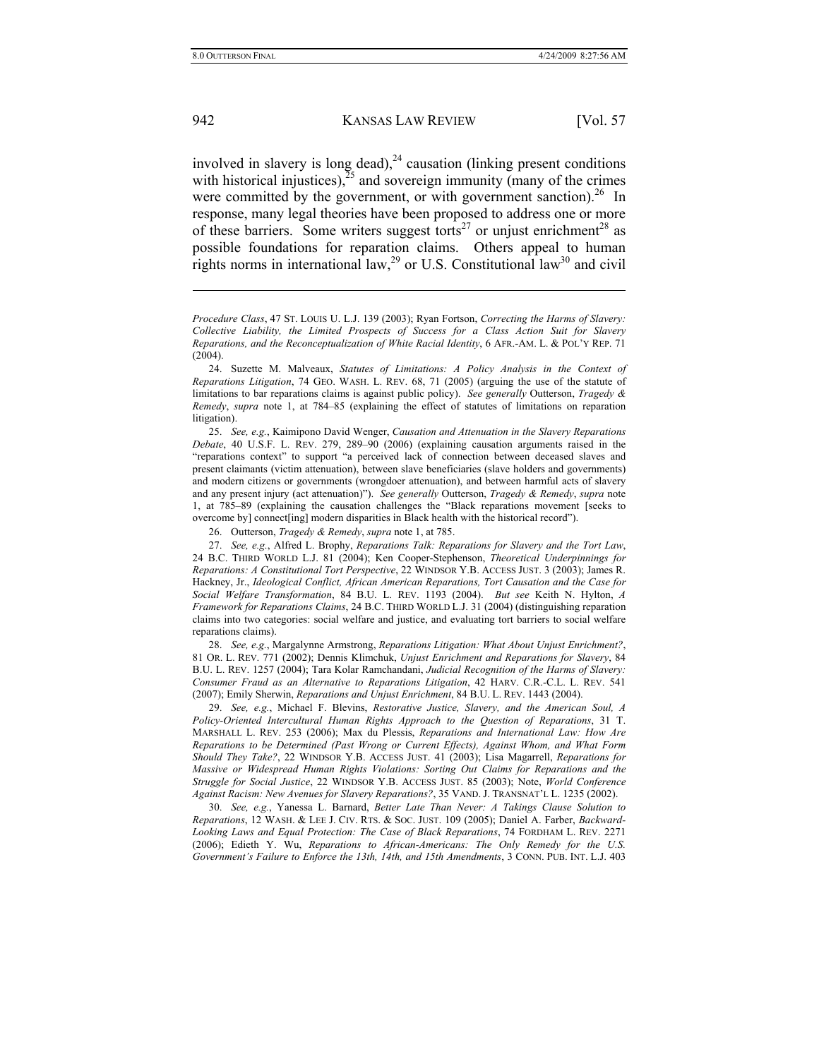involved in slavery is long dead),[24] causation (linking present conditions with historical injustices),[25] and sovereign immunity (many of the crimes were committed by the government, or with government sanction).[26] In response, many legal theories have been proposed to address one or more of these barriers. Some writers suggest torts[27] or unjust enrichment[28] as possible foundations for reparation claims. Others appeal to human rights norms in international law,[29] or U.S. Constitutional law[30] and civil

---

*Procedure Class*, 47 ST. LOUIS U. L.J. 139 (2003); Ryan Fortson, *Correcting the Harms of Slavery: Collective Liability, the Limited Prospects of Success for a Class Action Suit for Slavery Reparations, and the Reconceptualization of White Racial Identity*, 6 AFR.-AM. L. & POL'Y REP. 71 (2004).

24. Suzette M. Malveaux, *Statutes of Limitations: A Policy Analysis in the Context of Reparations Litigation*, 74 GEO. WASH. L. REV. 68, 71 (2005) (arguing the use of the statute of limitations to bar reparations claims is against public policy). *See generally* Outterson, *Tragedy & Remedy*, *supra* note 1, at 784–85 (explaining the effect of statutes of limitations on reparation litigation).

25. *See, e.g.*, Kaimipono David Wenger, *Causation and Attenuation in the Slavery Reparations Debate*, 40 U.S.F. L. REV. 279, 289–90 (2006) (explaining causation arguments raised in the "reparations context" to support "a perceived lack of connection between deceased slaves and present claimants (victim attenuation), between slave beneficiaries (slave holders and governments) and modern citizens or governments (wrongdoer attenuation), and between harmful acts of slavery and any present injury (act attenuation)"). *See generally* Outterson, *Tragedy & Remedy*, *supra* note 1, at 785–89 (explaining the causation challenges the "Black reparations movement [seeks to overcome by] connect[ing] modern disparities in Black health with the historical record").

26. Outterson, *Tragedy & Remedy*, *supra* note 1, at 785.

27. *See, e.g.*, Alfred L. Brophy, *Reparations Talk: Reparations for Slavery and the Tort Law*, 24 B.C. THIRD WORLD L.J. 81 (2004); Ken Cooper-Stephenson, *Theoretical Underpinnings for Reparations: A Constitutional Tort Perspective*, 22 WINDSOR Y.B. ACCESS JUST. 3 (2003); James R. Hackney, Jr., *Ideological Conflict, African American Reparations, Tort Causation and the Case for Social Welfare Transformation*, 84 B.U. L. REV. 1193 (2004). *But see* Keith N. Hylton, *A Framework for Reparations Claims*, 24 B.C. THIRD WORLD L.J. 31 (2004) (distinguishing reparation claims into two categories: social welfare and justice, and evaluating tort barriers to social welfare reparations claims).

28. *See, e.g.*, Margalynne Armstrong, *Reparations Litigation: What About Unjust Enrichment?*, 81 OR. L. REV. 771 (2002); Dennis Klimchuk, *Unjust Enrichment and Reparations for Slavery*, 84 B.U. L. REV. 1257 (2004); Tara Kolar Ramchandani, *Judicial Recognition of the Harms of Slavery: Consumer Fraud as an Alternative to Reparations Litigation*, 42 HARV. C.R.-C.L. L. REV. 541 (2007); Emily Sherwin, *Reparations and Unjust Enrichment*, 84 B.U. L. REV. 1443 (2004).

29. *See, e.g.*, Michael F. Blevins, *Restorative Justice, Slavery, and the American Soul, A Policy-Oriented Intercultural Human Rights Approach to the Question of Reparations*, 31 T. MARSHALL L. REV. 253 (2006); Max du Plessis, *Reparations and International Law: How Are Reparations to be Determined (Past Wrong or Current Effects), Against Whom, and What Form Should They Take?*, 22 WINDSOR Y.B. ACCESS JUST. 41 (2003); Lisa Magarrell, *Reparations for Massive or Widespread Human Rights Violations: Sorting Out Claims for Reparations and the Struggle for Social Justice*, 22 WINDSOR Y.B. ACCESS JUST. 85 (2003); Note, *World Conference Against Racism: New Avenues for Slavery Reparations?*, 35 VAND. J. TRANSNAT'L L. 1235 (2002).

30. *See, e.g.*, Yanessa L. Barnard, *Better Late Than Never: A Takings Clause Solution to Reparations*, 12 WASH. & LEE J. CIV. RTS. & SOC. JUST. 109 (2005); Daniel A. Farber, *Backward-Looking Laws and Equal Protection: The Case of Black Reparations*, 74 FORDHAM L. REV. 2271 (2006); Edieth Y. Wu, *Reparations to African-Americans: The Only Remedy for the U.S. Government's Failure to Enforce the 13th, 14th, and 15th Amendments*, 3 CONN. PUB. INT. L.J. 403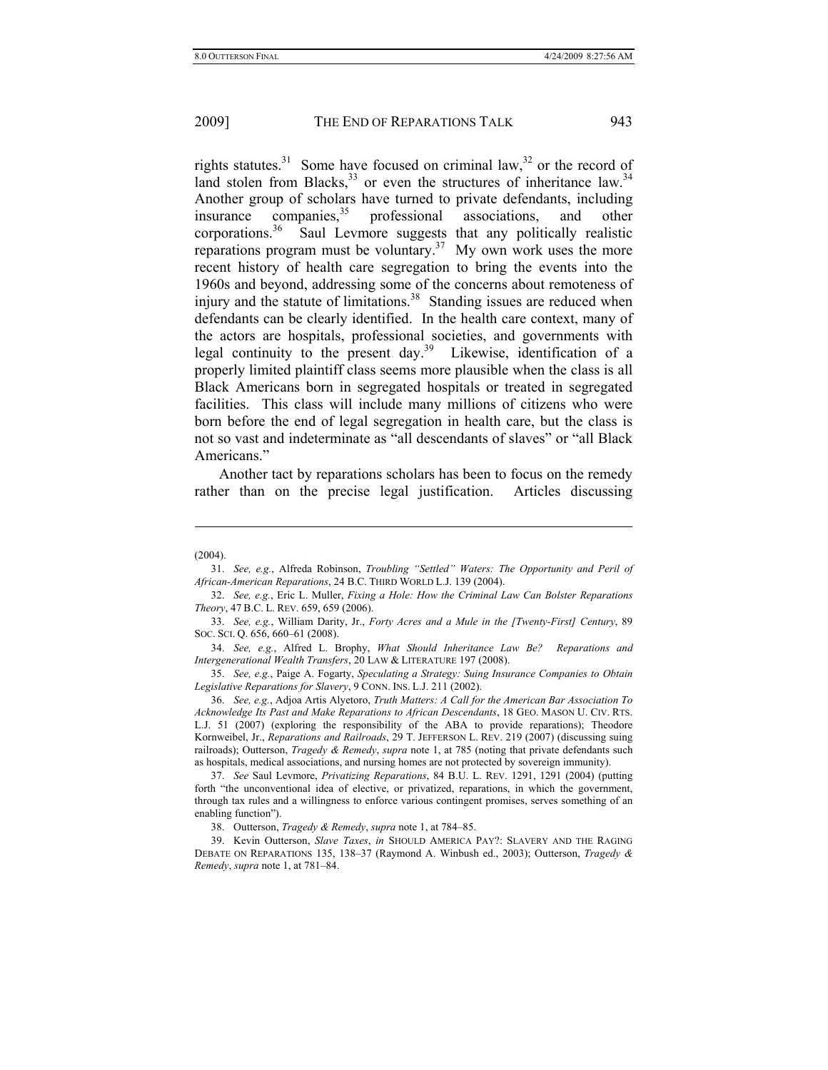rights statutes.[31] Some have focused on criminal law,[32] or the record of land stolen from Blacks,[33] or even the structures of inheritance law.[34] Another group of scholars have turned to private defendants, including insurance companies,[35] professional associations, and other corporations.[36] Saul Levmore suggests that any politically realistic reparations program must be voluntary.[37] My own work uses the more recent history of health care segregation to bring the events into the 1960s and beyond, addressing some of the concerns about remoteness of injury and the statute of limitations.[38] Standing issues are reduced when defendants can be clearly identified. In the health care context, many of the actors are hospitals, professional societies, and governments with legal continuity to the present day.[39] Likewise, identification of a properly limited plaintiff class seems more plausible when the class is all Black Americans born in segregated hospitals or treated in segregated facilities. This class will include many millions of citizens who were born before the end of legal segregation in health care, but the class is not so vast and indeterminate as "all descendants of slaves" or "all Black Americans."

Another tact by reparations scholars has been to focus on the remedy rather than on the precise legal justification. Articles discussing

---

(2004).

31. *See, e.g.*, Alfreda Robinson, *Troubling "Settled" Waters: The Opportunity and Peril of African-American Reparations*, 24 B.C. THIRD WORLD L.J. 139 (2004).

32. *See, e.g.*, Eric L. Muller, *Fixing a Hole: How the Criminal Law Can Bolster Reparations Theory*, 47 B.C. L. REV. 659, 659 (2006).

33. *See, e.g.*, William Darity, Jr., *Forty Acres and a Mule in the [Twenty-First] Century*, 89 SOC. SCI. Q. 656, 660–61 (2008).

34. *See, e.g.*, Alfred L. Brophy, *What Should Inheritance Law Be? Reparations and Intergenerational Wealth Transfers*, 20 LAW & LITERATURE 197 (2008).

35. *See, e.g.*, Paige A. Fogarty, *Speculating a Strategy: Suing Insurance Companies to Obtain Legislative Reparations for Slavery*, 9 CONN. INS. L.J. 211 (2002).

36. *See, e.g.*, Adjoa Artis Aiyetoro, *Truth Matters: A Call for the American Bar Association To Acknowledge Its Past and Make Reparations to African Descendants*, 18 GEO. MASON U. CIV. RTS. L.J. 51 (2007) (exploring the responsibility of the ABA to provide reparations); Theodore Kornweibel, Jr., *Reparations and Railroads*, 29 T. JEFFERSON L. REV. 219 (2007) (discussing suing railroads); Outterson, *Tragedy & Remedy*, *supra* note 1, at 785 (noting that private defendants such as hospitals, medical associations, and nursing homes are not protected by sovereign immunity).

37. *See* Saul Levmore, *Privatizing Reparations*, 84 B.U. L. REV. 1291, 1291 (2004) (putting forth "the unconventional idea of elective, or privatized, reparations, in which the government, through tax rules and a willingness to enforce various contingent promises, serves something of an enabling function").

38. Outterson, *Tragedy & Remedy*, *supra* note 1, at 784–85.

39. Kevin Outterson, *Slave Taxes*, *in* SHOULD AMERICA PAY?: SLAVERY AND THE RAGING DEBATE ON REPARATIONS 135, 138–37 (Raymond A. Winbush ed., 2003); Outterson, *Tragedy & Remedy*, *supra* note 1, at 781–84.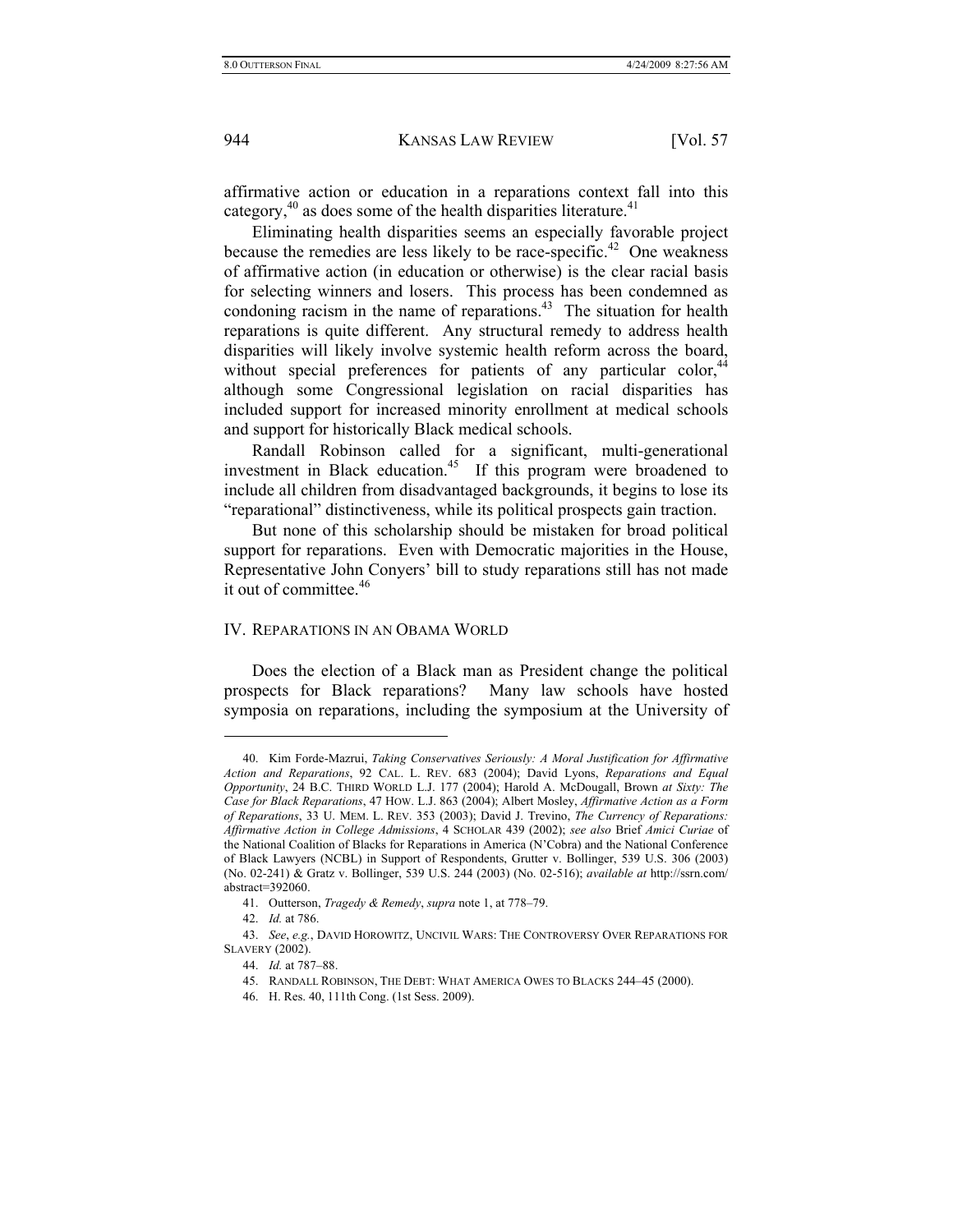affirmative action or education in a reparations context fall into this category,[40] as does some of the health disparities literature.[41]

Eliminating health disparities seems an especially favorable project because the remedies are less likely to be race-specific.[42] One weakness of affirmative action (in education or otherwise) is the clear racial basis for selecting winners and losers. This process has been condemned as condoning racism in the name of reparations.[43] The situation for health reparations is quite different. Any structural remedy to address health disparities will likely involve systemic health reform across the board, without special preferences for patients of any particular color,[44] although some Congressional legislation on racial disparities has included support for increased minority enrollment at medical schools and support for historically Black medical schools.

Randall Robinson called for a significant, multi-generational investment in Black education.[45] If this program were broadened to include all children from disadvantaged backgrounds, it begins to lose its "reparational" distinctiveness, while its political prospects gain traction.

But none of this scholarship should be mistaken for broad political support for reparations. Even with Democratic majorities in the House, Representative John Conyers' bill to study reparations still has not made it out of committee.[46]

## IV. Reparations in an Obama World

Does the election of a Black man as President change the political prospects for Black reparations? Many law schools have hosted symposia on reparations, including the symposium at the University of

---

40. Kim Forde-Mazrui, *Taking Conservatives Seriously: A Moral Justification for Affirmative Action and Reparations*, 92 CAL. L. REV. 683 (2004); David Lyons, *Reparations and Equal Opportunity*, 24 B.C. THIRD WORLD L.J. 177 (2004); Harold A. McDougall, Brown *at Sixty: The Case for Black Reparations*, 47 HOW. L.J. 863 (2004); Albert Mosley, *Affirmative Action as a Form of Reparations*, 33 U. MEM. L. REV. 353 (2003); David J. Trevino, *The Currency of Reparations: Affirmative Action in College Admissions*, 4 SCHOLAR 439 (2002); *see also* Brief *Amici Curiae* of the National Coalition of Blacks for Reparations in America (N'Cobra) and the National Conference of Black Lawyers (NCBL) in Support of Respondents, Grutter v. Bollinger, 539 U.S. 306 (2003) (No. 02-241) & Gratz v. Bollinger, 539 U.S. 244 (2003) (No. 02-516); *available at* http://ssrn.com/abstract=392060.

41. Outterson, *Tragedy & Remedy*, *supra* note 1, at 778–79.

42. *Id.* at 786.

43. *See*, *e.g.*, DAVID HOROWITZ, UNCIVIL WARS: THE CONTROVERSY OVER REPARATIONS FOR SLAVERY (2002).

44. *Id.* at 787–88.

45. RANDALL ROBINSON, THE DEBT: WHAT AMERICA OWES TO BLACKS 244–45 (2000).

46. H. Res. 40, 111th Cong. (1st Sess. 2009).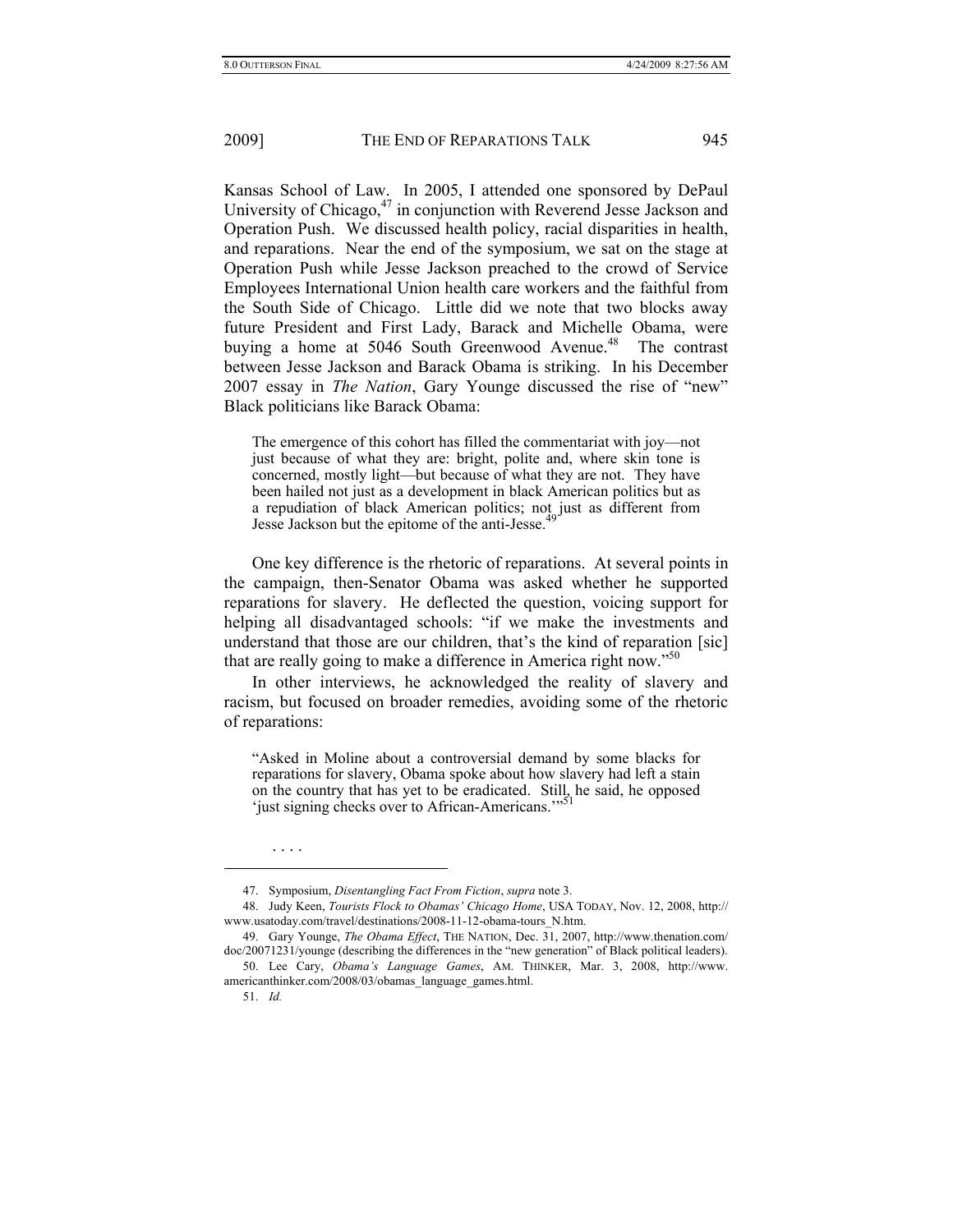Kansas School of Law. In 2005, I attended one sponsored by DePaul University of Chicago,[47] in conjunction with Reverend Jesse Jackson and Operation Push. We discussed health policy, racial disparities in health, and reparations. Near the end of the symposium, we sat on the stage at Operation Push while Jesse Jackson preached to the crowd of Service Employees International Union health care workers and the faithful from the South Side of Chicago. Little did we note that two blocks away future President and First Lady, Barack and Michelle Obama, were buying a home at 5046 South Greenwood Avenue.[48] The contrast between Jesse Jackson and Barack Obama is striking. In his December 2007 essay in *The Nation*, Gary Younge discussed the rise of "new" Black politicians like Barack Obama:

> The emergence of this cohort has filled the commentariat with joy—not just because of what they are: bright, polite and, where skin tone is concerned, mostly light—but because of what they are not. They have been hailed not just as a development in black American politics but as a repudiation of black American politics; not just as different from Jesse Jackson but the epitome of the anti-Jesse.[49]

One key difference is the rhetoric of reparations. At several points in the campaign, then-Senator Obama was asked whether he supported reparations for slavery. He deflected the question, voicing support for helping all disadvantaged schools: "if we make the investments and understand that those are our children, that's the kind of reparation [sic] that are really going to make a difference in America right now."[50]

In other interviews, he acknowledged the reality of slavery and racism, but focused on broader remedies, avoiding some of the rhetoric of reparations:

> "Asked in Moline about a controversial demand by some blacks for reparations for slavery, Obama spoke about how slavery had left a stain on the country that has yet to be eradicated. Still, he said, he opposed 'just signing checks over to African-Americans.'"[51]
>
> . . . .

---

47. Symposium, *Disentangling Fact From Fiction*, *supra* note 3.

48. Judy Keen, *Tourists Flock to Obamas' Chicago Home*, USA TODAY, Nov. 12, 2008, http://www.usatoday.com/travel/destinations/2008-11-12-obama-tours_N.htm.

49. Gary Younge, *The Obama Effect*, THE NATION, Dec. 31, 2007, http://www.thenation.com/doc/20071231/younge (describing the differences in the "new generation" of Black political leaders).

50. Lee Cary, *Obama's Language Games*, AM. THINKER, Mar. 3, 2008, http://www.americanthinker.com/2008/03/obamas_language_games.html.

51. *Id.*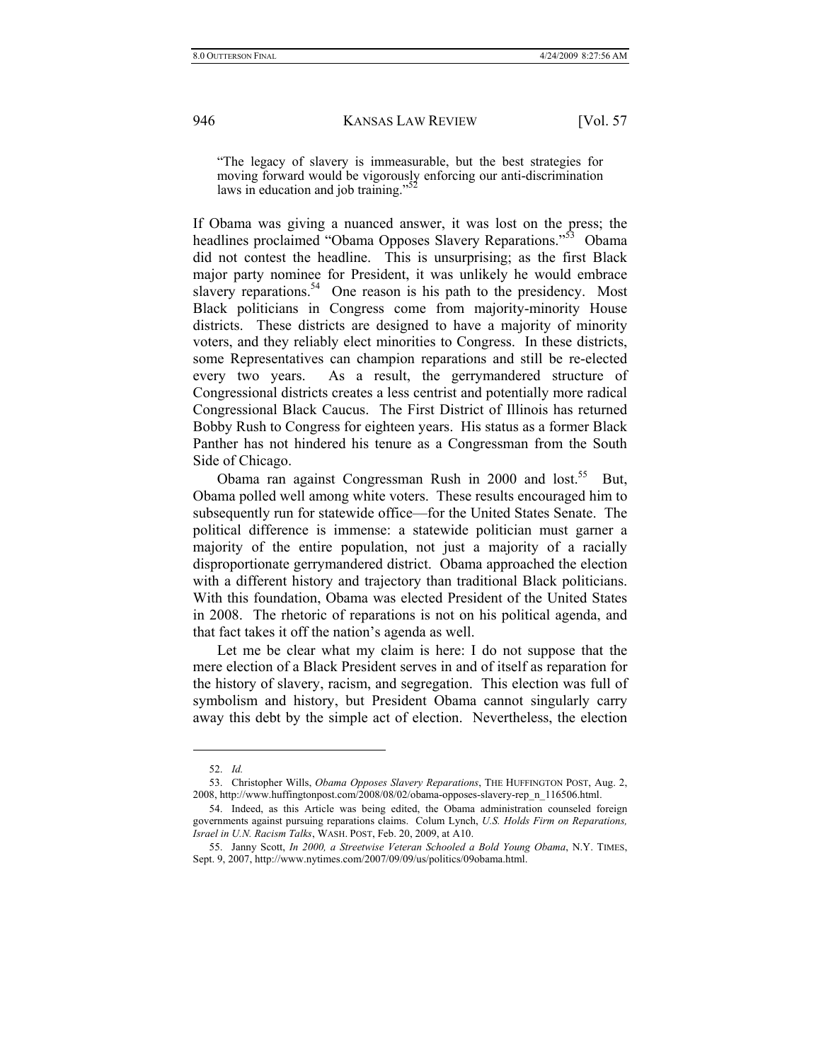"The legacy of slavery is immeasurable, but the best strategies for moving forward would be vigorously enforcing our anti-discrimination laws in education and job training."[52]

If Obama was giving a nuanced answer, it was lost on the press; the headlines proclaimed "Obama Opposes Slavery Reparations."[53] Obama did not contest the headline. This is unsurprising; as the first Black major party nominee for President, it was unlikely he would embrace slavery reparations.[54] One reason is his path to the presidency. Most Black politicians in Congress come from majority-minority House districts. These districts are designed to have a majority of minority voters, and they reliably elect minorities to Congress. In these districts, some Representatives can champion reparations and still be re-elected every two years. As a result, the gerrymandered structure of Congressional districts creates a less centrist and potentially more radical Congressional Black Caucus. The First District of Illinois has returned Bobby Rush to Congress for eighteen years. His status as a former Black Panther has not hindered his tenure as a Congressman from the South Side of Chicago.

Obama ran against Congressman Rush in 2000 and lost.[55] But, Obama polled well among white voters. These results encouraged him to subsequently run for statewide office—for the United States Senate. The political difference is immense: a statewide politician must garner a majority of the entire population, not just a majority of a racially disproportionate gerrymandered district. Obama approached the election with a different history and trajectory than traditional Black politicians. With this foundation, Obama was elected President of the United States in 2008. The rhetoric of reparations is not on his political agenda, and that fact takes it off the nation's agenda as well.

Let me be clear what my claim is here: I do not suppose that the mere election of a Black President serves in and of itself as reparation for the history of slavery, racism, and segregation. This election was full of symbolism and history, but President Obama cannot singularly carry away this debt by the simple act of election. Nevertheless, the election

---

52. *Id.*

53. Christopher Wills, *Obama Opposes Slavery Reparations*, THE HUFFINGTON POST, Aug. 2, 2008, http://www.huffingtonpost.com/2008/08/02/obama-opposes-slavery-rep_n_116506.html.

54. Indeed, as this Article was being edited, the Obama administration counseled foreign governments against pursuing reparations claims. Colum Lynch, *U.S. Holds Firm on Reparations, Israel in U.N. Racism Talks*, WASH. POST, Feb. 20, 2009, at A10.

55. Janny Scott, *In 2000, a Streetwise Veteran Schooled a Bold Young Obama*, N.Y. TIMES, Sept. 9, 2007, http://www.nytimes.com/2007/09/09/us/politics/09obama.html.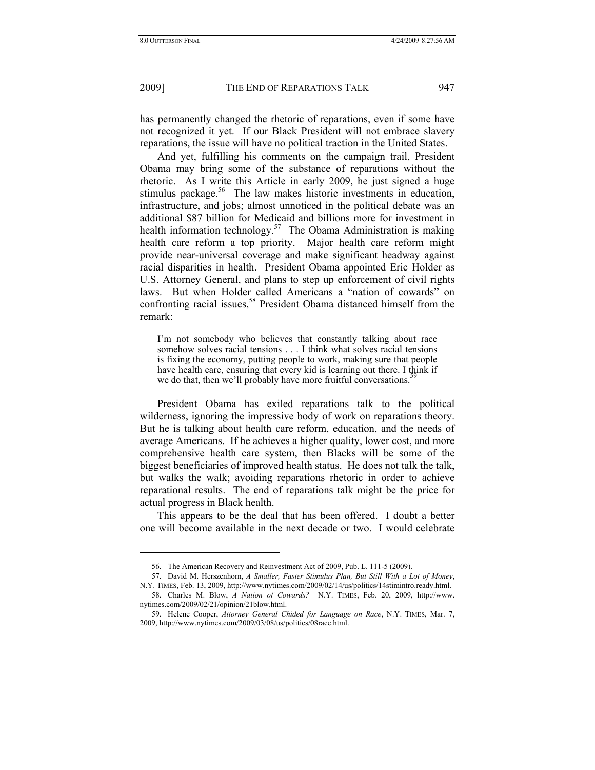has permanently changed the rhetoric of reparations, even if some have not recognized it yet. If our Black President will not embrace slavery reparations, the issue will have no political traction in the United States.

And yet, fulfilling his comments on the campaign trail, President Obama may bring some of the substance of reparations without the rhetoric. As I write this Article in early 2009, he just signed a huge stimulus package.[56] The law makes historic investments in education, infrastructure, and jobs; almost unnoticed in the political debate was an additional $87 billion for Medicaid and billions more for investment in health information technology.[57] The Obama Administration is making health care reform a top priority. Major health care reform might provide near-universal coverage and make significant headway against racial disparities in health. President Obama appointed Eric Holder as U.S. Attorney General, and plans to step up enforcement of civil rights laws. But when Holder called Americans a "nation of cowards" on confronting racial issues,[58] President Obama distanced himself from the remark:

> I'm not somebody who believes that constantly talking about race somehow solves racial tensions . . . I think what solves racial tensions is fixing the economy, putting people to work, making sure that people have health care, ensuring that every kid is learning out there. I think if we do that, then we'll probably have more fruitful conversations.[59]

President Obama has exiled reparations talk to the political wilderness, ignoring the impressive body of work on reparations theory. But he is talking about health care reform, education, and the needs of average Americans. If he achieves a higher quality, lower cost, and more comprehensive health care system, then Blacks will be some of the biggest beneficiaries of improved health status. He does not talk the talk, but walks the walk; avoiding reparations rhetoric in order to achieve reparational results. The end of reparations talk might be the price for actual progress in Black health.

This appears to be the deal that has been offered. I doubt a better one will become available in the next decade or two. I would celebrate

---

56. The American Recovery and Reinvestment Act of 2009, Pub. L. 111-5 (2009).

57. David M. Herszenhorn, *A Smaller, Faster Stimulus Plan, But Still With a Lot of Money*, N.Y. TIMES, Feb. 13, 2009, http://www.nytimes.com/2009/02/14/us/politics/14stimintro.ready.html.

58. Charles M. Blow, *A Nation of Cowards?* N.Y. TIMES, Feb. 20, 2009, http://www.nytimes.com/2009/02/21/opinion/21blow.html.

59. Helene Cooper, *Attorney General Chided for Language on Race*, N.Y. TIMES, Mar. 7, 2009, http://www.nytimes.com/2009/03/08/us/politics/08race.html.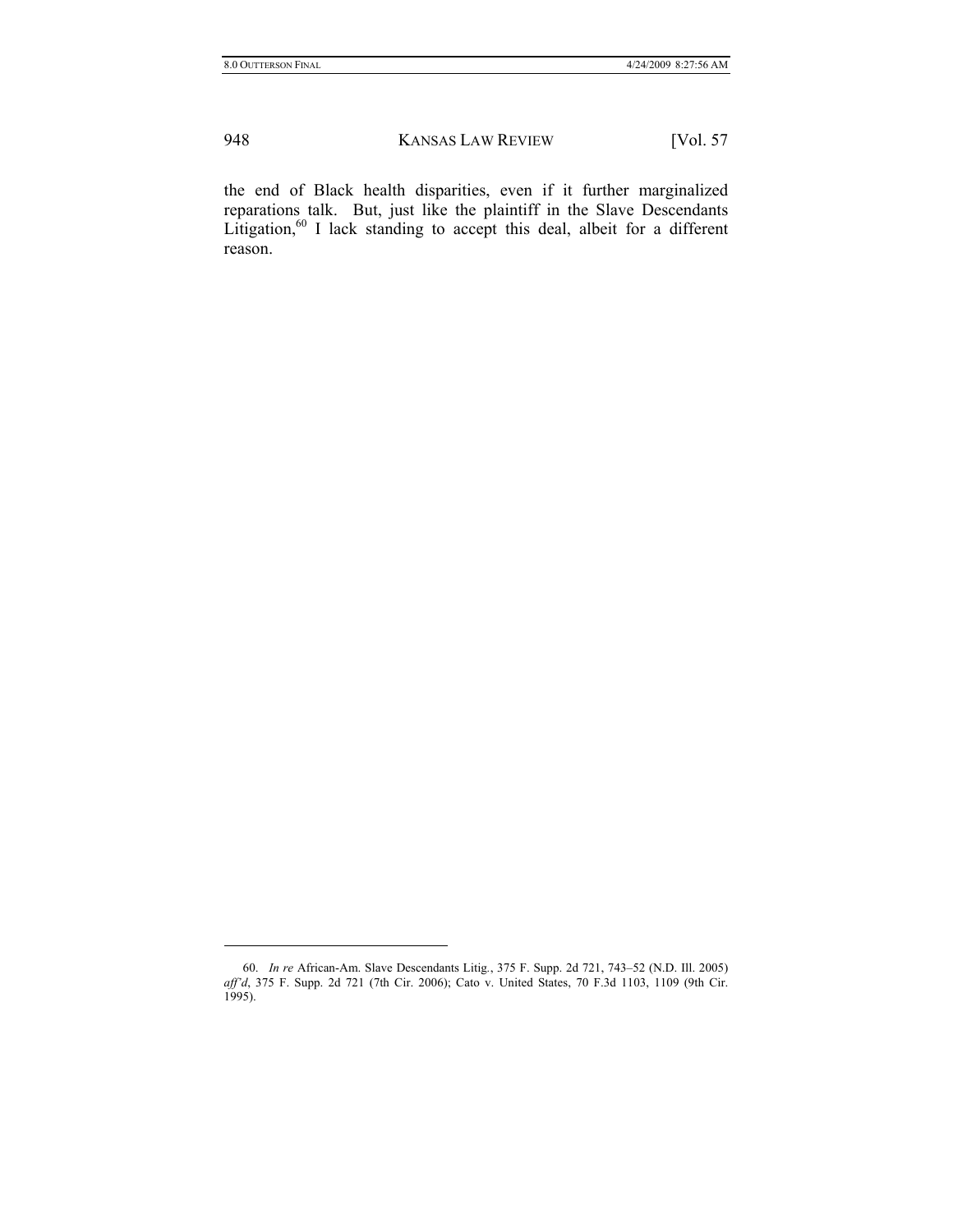the end of Black health disparities, even if it further marginalized reparations talk. But, just like the plaintiff in the Slave Descendants Litigation,[60] I lack standing to accept this deal, albeit for a different reason.

---

60. *In re* African-Am. Slave Descendants Litig., 375 F. Supp. 2d 721, 743–52 (N.D. Ill. 2005) *aff'd*, 375 F. Supp. 2d 721 (7th Cir. 2006); Cato v. United States, 70 F.3d 1103, 1109 (9th Cir. 1995).